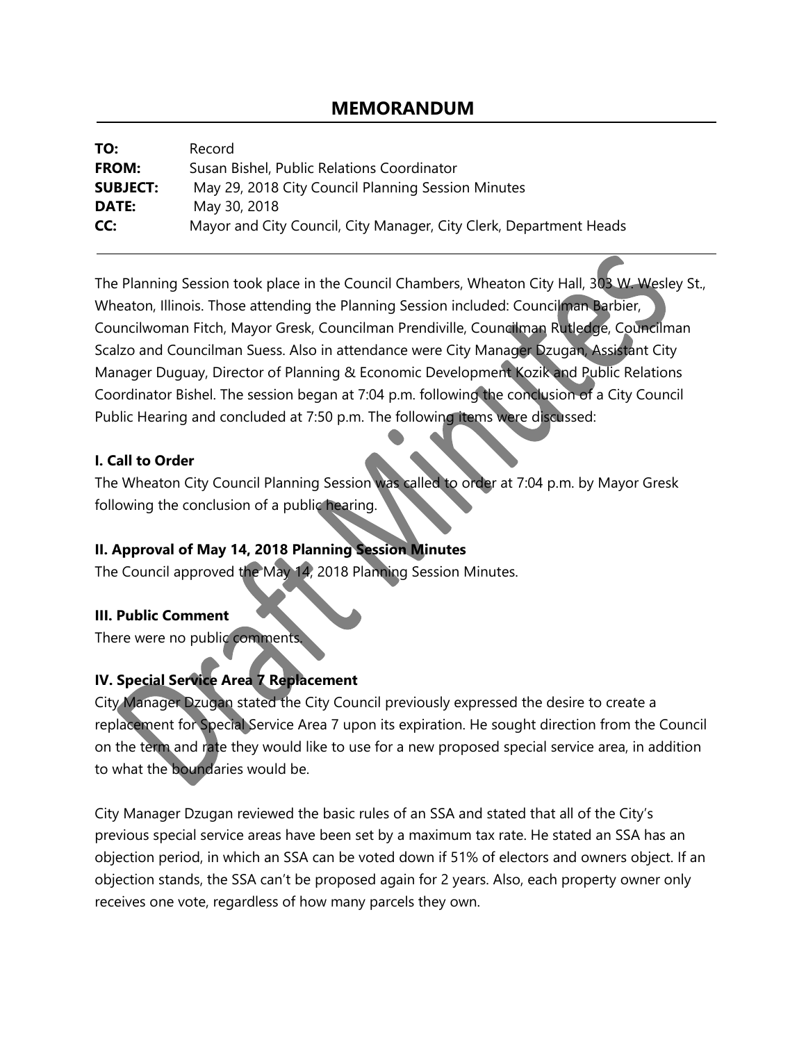# MEMORANDUM

| | |
|---|---|
| **TO:** | Record |
| **FROM:** | Susan Bishel, Public Relations Coordinator |
| **SUBJECT:** | May 29, 2018 City Council Planning Session Minutes |
| **DATE:** | May 30, 2018 |
| **CC:** | Mayor and City Council, City Manager, City Clerk, Department Heads |

The Planning Session took place in the Council Chambers, Wheaton City Hall, 303 W. Wesley St., Wheaton, Illinois. Those attending the Planning Session included: Councilman Barbier, Councilwoman Fitch, Mayor Gresk, Councilman Prendiville, Councilman Rutledge, Councilman Scalzo and Councilman Suess. Also in attendance were City Manager Dzugan, Assistant City Manager Duguay, Director of Planning & Economic Development Kozik and Public Relations Coordinator Bishel. The session began at 7:04 p.m. following the conclusion of a City Council Public Hearing and concluded at 7:50 p.m. The following items were discussed:

**I. Call to Order**

The Wheaton City Council Planning Session was called to order at 7:04 p.m. by Mayor Gresk following the conclusion of a public hearing.

**II. Approval of May 14, 2018 Planning Session Minutes**

The Council approved the May 14, 2018 Planning Session Minutes.

**III. Public Comment**

There were no public comments.

**IV. Special Service Area 7 Replacement**

City Manager Dzugan stated the City Council previously expressed the desire to create a replacement for Special Service Area 7 upon its expiration. He sought direction from the Council on the term and rate they would like to use for a new proposed special service area, in addition to what the boundaries would be.

City Manager Dzugan reviewed the basic rules of an SSA and stated that all of the City's previous special service areas have been set by a maximum tax rate. He stated an SSA has an objection period, in which an SSA can be voted down if 51% of electors and owners object. If an objection stands, the SSA can't be proposed again for 2 years. Also, each property owner only receives one vote, regardless of how many parcels they own.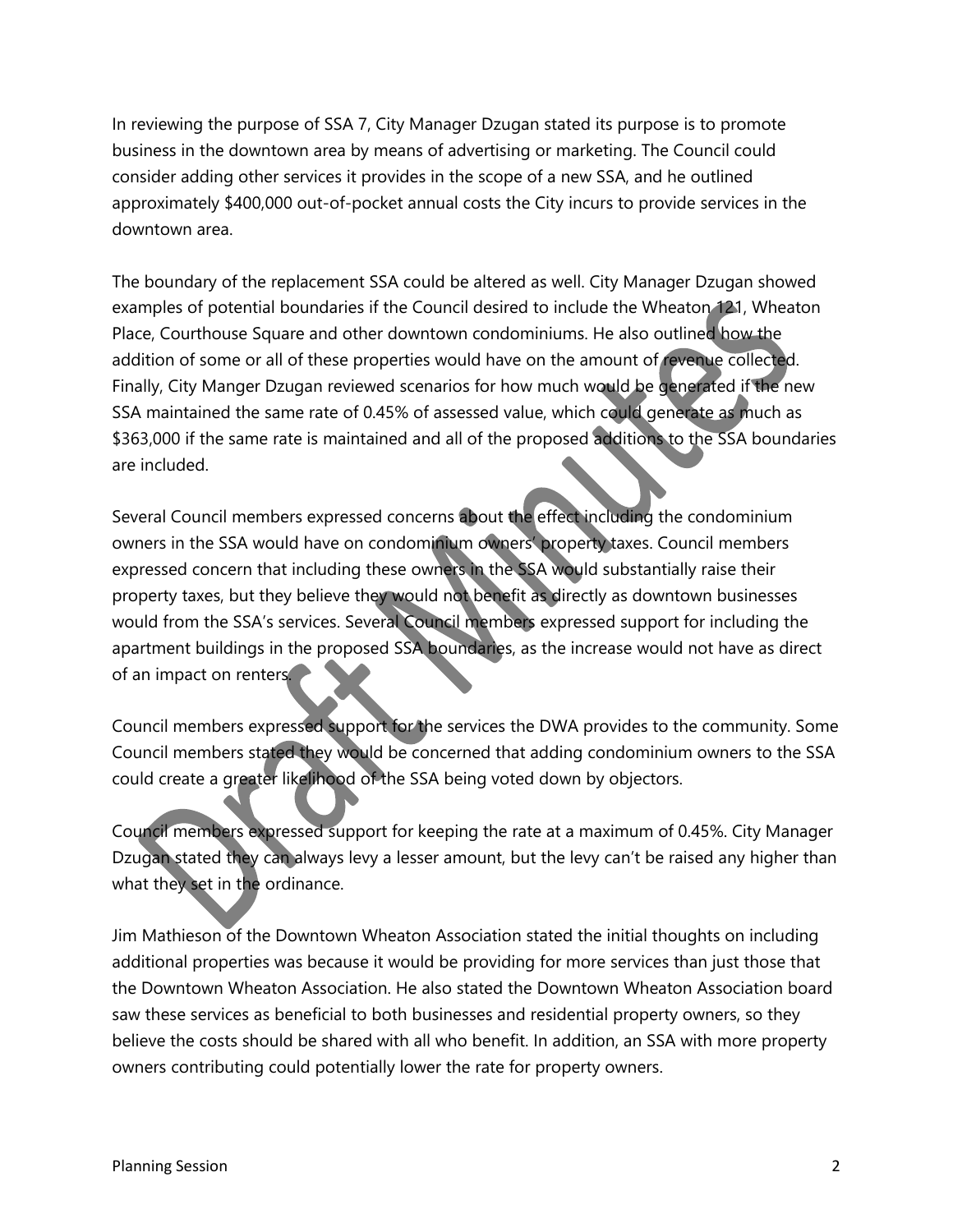In reviewing the purpose of SSA 7, City Manager Dzugan stated its purpose is to promote business in the downtown area by means of advertising or marketing. The Council could consider adding other services it provides in the scope of a new SSA, and he outlined approximately $400,000 out-of-pocket annual costs the City incurs to provide services in the downtown area.

The boundary of the replacement SSA could be altered as well. City Manager Dzugan showed examples of potential boundaries if the Council desired to include the Wheaton 121, Wheaton Place, Courthouse Square and other downtown condominiums. He also outlined how the addition of some or all of these properties would have on the amount of revenue collected. Finally, City Manger Dzugan reviewed scenarios for how much would be generated if the new SSA maintained the same rate of 0.45% of assessed value, which could generate as much as $363,000 if the same rate is maintained and all of the proposed additions to the SSA boundaries are included.

Several Council members expressed concerns about the effect including the condominium owners in the SSA would have on condominium owners' property taxes. Council members expressed concern that including these owners in the SSA would substantially raise their property taxes, but they believe they would not benefit as directly as downtown businesses would from the SSA's services. Several Council members expressed support for including the apartment buildings in the proposed SSA boundaries, as the increase would not have as direct of an impact on renters.

Council members expressed support for the services the DWA provides to the community. Some Council members stated they would be concerned that adding condominium owners to the SSA could create a greater likelihood of the SSA being voted down by objectors.

Council members expressed support for keeping the rate at a maximum of 0.45%. City Manager Dzugan stated they can always levy a lesser amount, but the levy can't be raised any higher than what they set in the ordinance.

Jim Mathieson of the Downtown Wheaton Association stated the initial thoughts on including additional properties was because it would be providing for more services than just those that the Downtown Wheaton Association. He also stated the Downtown Wheaton Association board saw these services as beneficial to both businesses and residential property owners, so they believe the costs should be shared with all who benefit. In addition, an SSA with more property owners contributing could potentially lower the rate for property owners.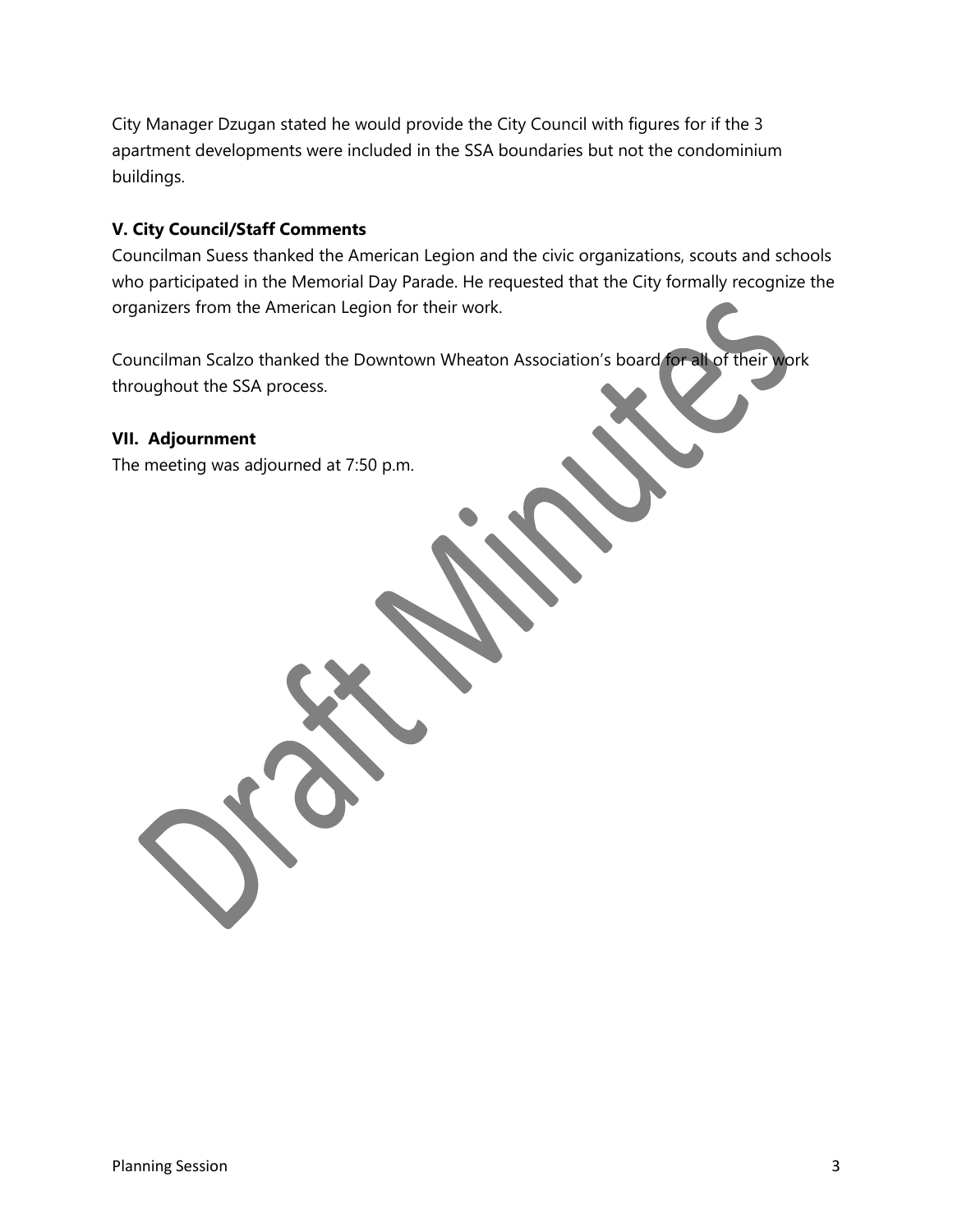City Manager Dzugan stated he would provide the City Council with figures for if the 3 apartment developments were included in the SSA boundaries but not the condominium buildings.

### V. City Council/Staff Comments

Councilman Suess thanked the American Legion and the civic organizations, scouts and schools who participated in the Memorial Day Parade. He requested that the City formally recognize the organizers from the American Legion for their work.

Councilman Scalzo thanked the Downtown Wheaton Association's board for all of their work throughout the SSA process.

### VII. Adjournment

The meeting was adjourned at 7:50 p.m.

Draft Minutes